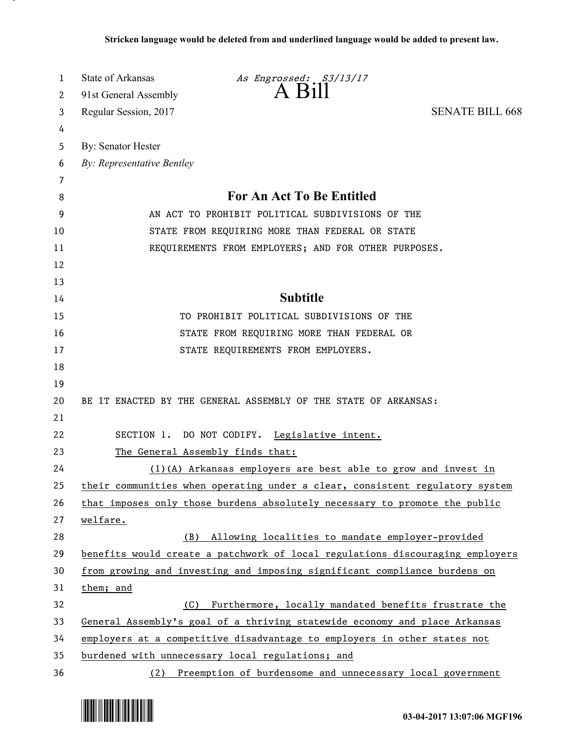**Stricken language would be deleted from and underlined language would be added to present law.**

State of Arkansas *As Engrossed: S3/13/17*
91st General Assembly **A Bill**
Regular Session, 2017 SENATE BILL 668

By: Senator Hester
*By: Representative Bentley*

## For An Act To Be Entitled

AN ACT TO PROHIBIT POLITICAL SUBDIVISIONS OF THE STATE FROM REQUIRING MORE THAN FEDERAL OR STATE REQUIREMENTS FROM EMPLOYERS; AND FOR OTHER PURPOSES.

## Subtitle

TO PROHIBIT POLITICAL SUBDIVISIONS OF THE STATE FROM REQUIRING MORE THAN FEDERAL OR STATE REQUIREMENTS FROM EMPLOYERS.

BE IT ENACTED BY THE GENERAL ASSEMBLY OF THE STATE OF ARKANSAS:

SECTION 1. DO NOT CODIFY. <u>Legislative intent.</u>

<u>The General Assembly finds that:</u>

<u>(1)(A) Arkansas employers are best able to grow and invest in their communities when operating under a clear, consistent regulatory system that imposes only those burdens absolutely necessary to promote the public welfare.</u>

<u>(B) Allowing localities to mandate employer-provided benefits would create a patchwork of local regulations discouraging employers from growing and investing and imposing significant compliance burdens on them; and</u>

<u>(C) Furthermore, locally mandated benefits frustrate the General Assembly's goal of a thriving statewide economy and place Arkansas employers at a competitive disadvantage to employers in other states not burdened with unnecessary local regulations; and</u>

<u>(2) Preemption of burdensome and unnecessary local government</u>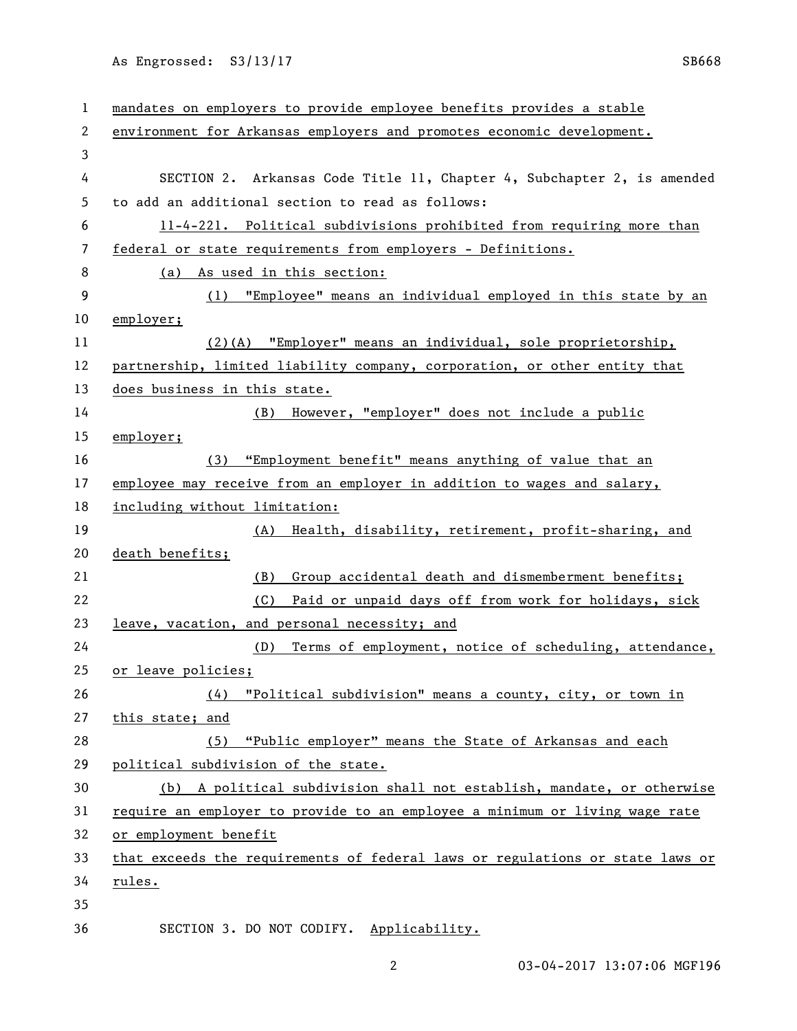mandates on employers to provide employee benefits provides a stable environment for Arkansas employers and promotes economic development.

SECTION 2. Arkansas Code Title 11, Chapter 4, Subchapter 2, is amended to add an additional section to read as follows:

11-4-221. Political subdivisions prohibited from requiring more than federal or state requirements from employers - Definitions.

(a) As used in this section:

(1) "Employee" means an individual employed in this state by an employer;

(2)(A) "Employer" means an individual, sole proprietorship, partnership, limited liability company, corporation, or other entity that does business in this state.

(B) However, "employer" does not include a public employer;

(3) "Employment benefit" means anything of value that an employee may receive from an employer in addition to wages and salary, including without limitation:

(A) Health, disability, retirement, profit-sharing, and death benefits;

(B) Group accidental death and dismemberment benefits;

(C) Paid or unpaid days off from work for holidays, sick leave, vacation, and personal necessity; and

(D) Terms of employment, notice of scheduling, attendance, or leave policies;

(4) "Political subdivision" means a county, city, or town in this state; and

(5) "Public employer" means the State of Arkansas and each political subdivision of the state.

(b) A political subdivision shall not establish, mandate, or otherwise require an employer to provide to an employee a minimum or living wage rate or employment benefit that exceeds the requirements of federal laws or regulations or state laws or rules.

SECTION 3. DO NOT CODIFY. Applicability.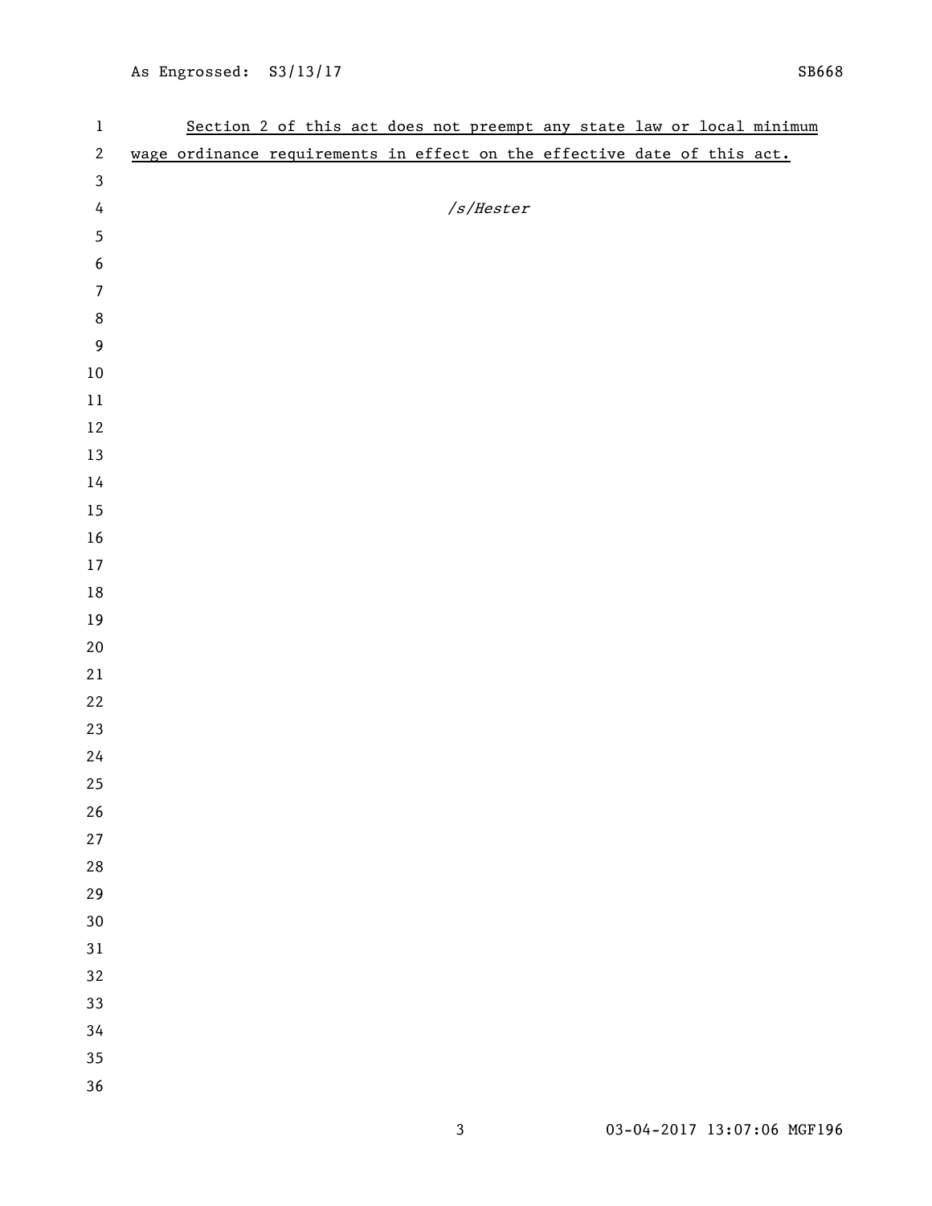Section 2 of this act does not preempt any state law or local minimum wage ordinance requirements in effect on the effective date of this act.

*/s/Hester*